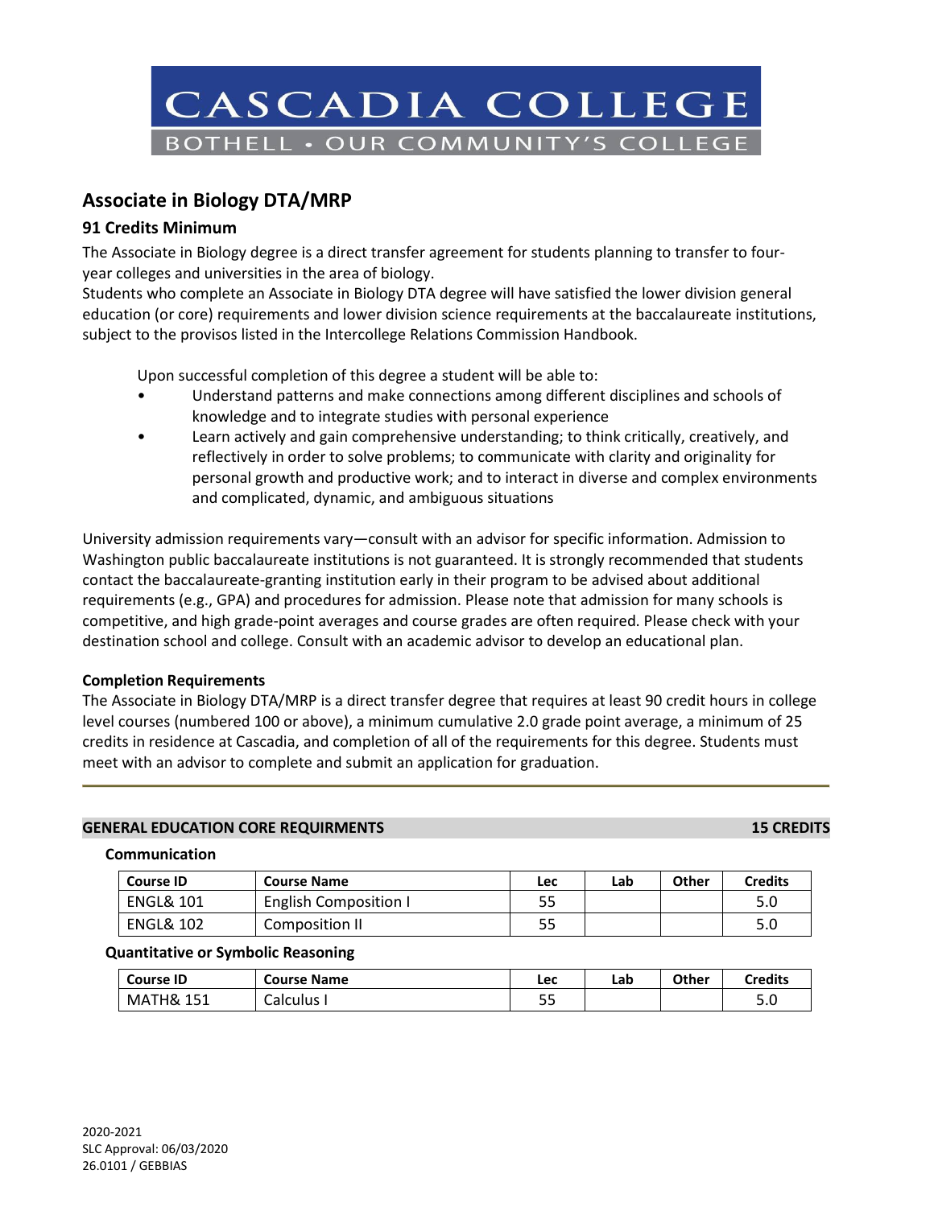# CASCADIA COLLEGE

BOTHELL • OUR COMMUNITY'S COLLEGE

## Associate in Biology DTA/MRP

### 91 Credits Minimum

The Associate in Biology degree is a direct transfer agreement for students planning to transfer to four-year colleges and universities in the area of biology.

Students who complete an Associate in Biology DTA degree will have satisfied the lower division general education (or core) requirements and lower division science requirements at the baccalaureate institutions, subject to the provisos listed in the Intercollege Relations Commission Handbook.

Upon successful completion of this degree a student will be able to:

- Understand patterns and make connections among different disciplines and schools of knowledge and to integrate studies with personal experience
- Learn actively and gain comprehensive understanding; to think critically, creatively, and reflectively in order to solve problems; to communicate with clarity and originality for personal growth and productive work; and to interact in diverse and complex environments and complicated, dynamic, and ambiguous situations

University admission requirements vary—consult with an advisor for specific information. Admission to Washington public baccalaureate institutions is not guaranteed. It is strongly recommended that students contact the baccalaureate-granting institution early in their program to be advised about additional requirements (e.g., GPA) and procedures for admission. Please note that admission for many schools is competitive, and high grade-point averages and course grades are often required. Please check with your destination school and college. Consult with an academic advisor to develop an educational plan.

**Completion Requirements**

The Associate in Biology DTA/MRP is a direct transfer degree that requires at least 90 credit hours in college level courses (numbered 100 or above), a minimum cumulative 2.0 grade point average, a minimum of 25 credits in residence at Cascadia, and completion of all of the requirements for this degree. Students must meet with an advisor to complete and submit an application for graduation.

---

**GENERAL EDUCATION CORE REQUIRMENTS — 15 CREDITS**

**Communication**

| Course ID | Course Name | Lec | Lab | Other | Credits |
|---|---|---|---|---|---|
| ENGL& 101 | English Composition I | 55 | | | 5.0 |
| ENGL& 102 | Composition II | 55 | | | 5.0 |

**Quantitative or Symbolic Reasoning**

| Course ID | Course Name | Lec | Lab | Other | Credits |
|---|---|---|---|---|---|
| MATH& 151 | Calculus I | 55 | | | 5.0 |

2020-2021
SLC Approval: 06/03/2020
26.0101 / GEBBIAS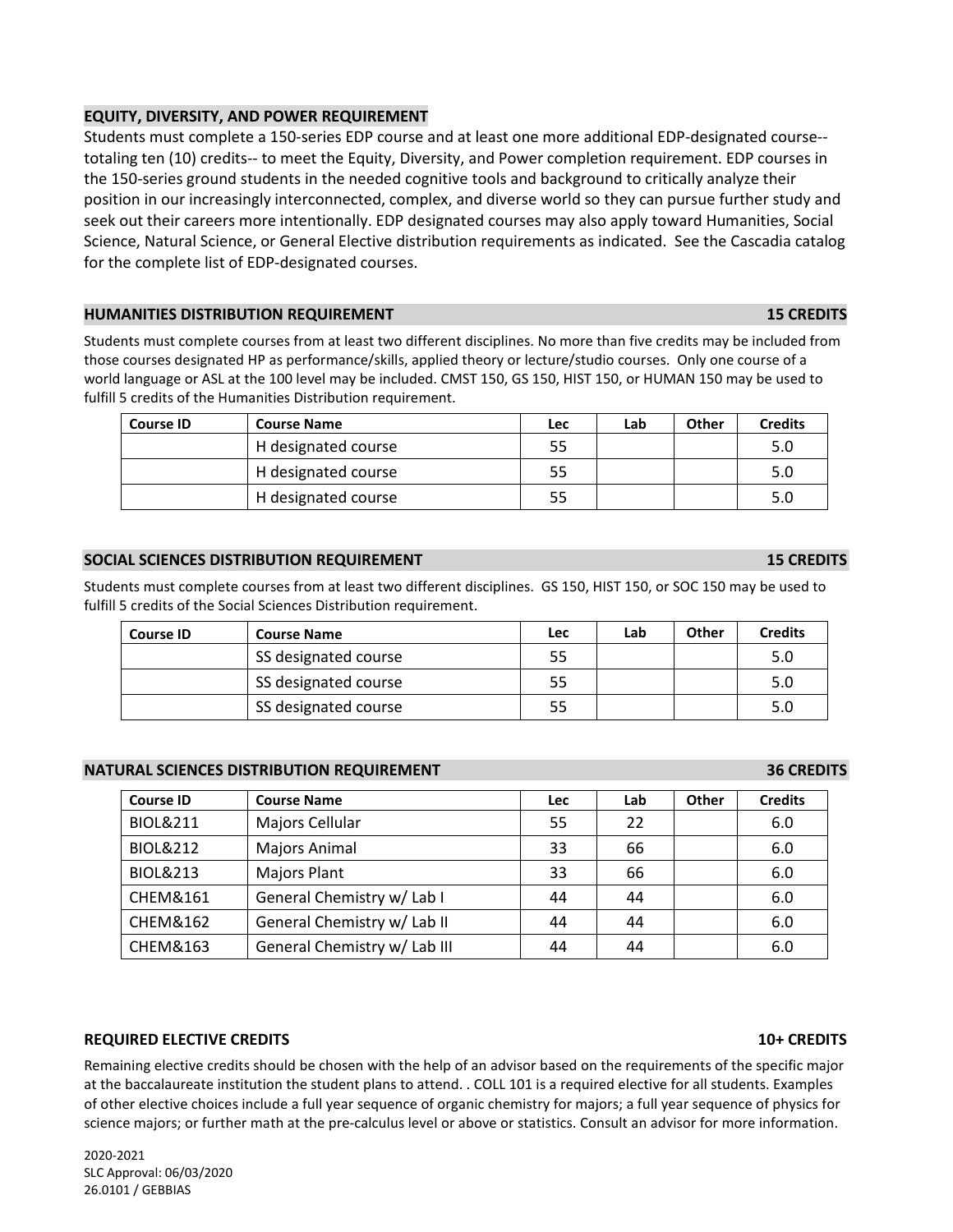## EQUITY, DIVERSITY, AND POWER REQUIREMENT

Students must complete a 150-series EDP course and at least one more additional EDP-designated course--totaling ten (10) credits-- to meet the Equity, Diversity, and Power completion requirement. EDP courses in the 150-series ground students in the needed cognitive tools and background to critically analyze their position in our increasingly interconnected, complex, and diverse world so they can pursue further study and seek out their careers more intentionally. EDP designated courses may also apply toward Humanities, Social Science, Natural Science, or General Elective distribution requirements as indicated. See the Cascadia catalog for the complete list of EDP-designated courses.

## HUMANITIES DISTRIBUTION REQUIREMENT — 15 CREDITS

Students must complete courses from at least two different disciplines. No more than five credits may be included from those courses designated HP as performance/skills, applied theory or lecture/studio courses. Only one course of a world language or ASL at the 100 level may be included. CMST 150, GS 150, HIST 150, or HUMAN 150 may be used to fulfill 5 credits of the Humanities Distribution requirement.

| Course ID | Course Name | Lec | Lab | Other | Credits |
|---|---|---|---|---|---|
| | H designated course | 55 | | | 5.0 |
| | H designated course | 55 | | | 5.0 |
| | H designated course | 55 | | | 5.0 |

## SOCIAL SCIENCES DISTRIBUTION REQUIREMENT — 15 CREDITS

Students must complete courses from at least two different disciplines. GS 150, HIST 150, or SOC 150 may be used to fulfill 5 credits of the Social Sciences Distribution requirement.

| Course ID | Course Name | Lec | Lab | Other | Credits |
|---|---|---|---|---|---|
| | SS designated course | 55 | | | 5.0 |
| | SS designated course | 55 | | | 5.0 |
| | SS designated course | 55 | | | 5.0 |

## NATURAL SCIENCES DISTRIBUTION REQUIREMENT — 36 CREDITS

| Course ID | Course Name | Lec | Lab | Other | Credits |
|---|---|---|---|---|---|
| BIOL&211 | Majors Cellular | 55 | 22 | | 6.0 |
| BIOL&212 | Majors Animal | 33 | 66 | | 6.0 |
| BIOL&213 | Majors Plant | 33 | 66 | | 6.0 |
| CHEM&161 | General Chemistry w/ Lab I | 44 | 44 | | 6.0 |
| CHEM&162 | General Chemistry w/ Lab II | 44 | 44 | | 6.0 |
| CHEM&163 | General Chemistry w/ Lab III | 44 | 44 | | 6.0 |

## REQUIRED ELECTIVE CREDITS — 10+ CREDITS

Remaining elective credits should be chosen with the help of an advisor based on the requirements of the specific major at the baccalaureate institution the student plans to attend. . COLL 101 is a required elective for all students. Examples of other elective choices include a full year sequence of organic chemistry for majors; a full year sequence of physics for science majors; or further math at the pre-calculus level or above or statistics. Consult an advisor for more information.

2020-2021
SLC Approval: 06/03/2020
26.0101 / GEBBIAS